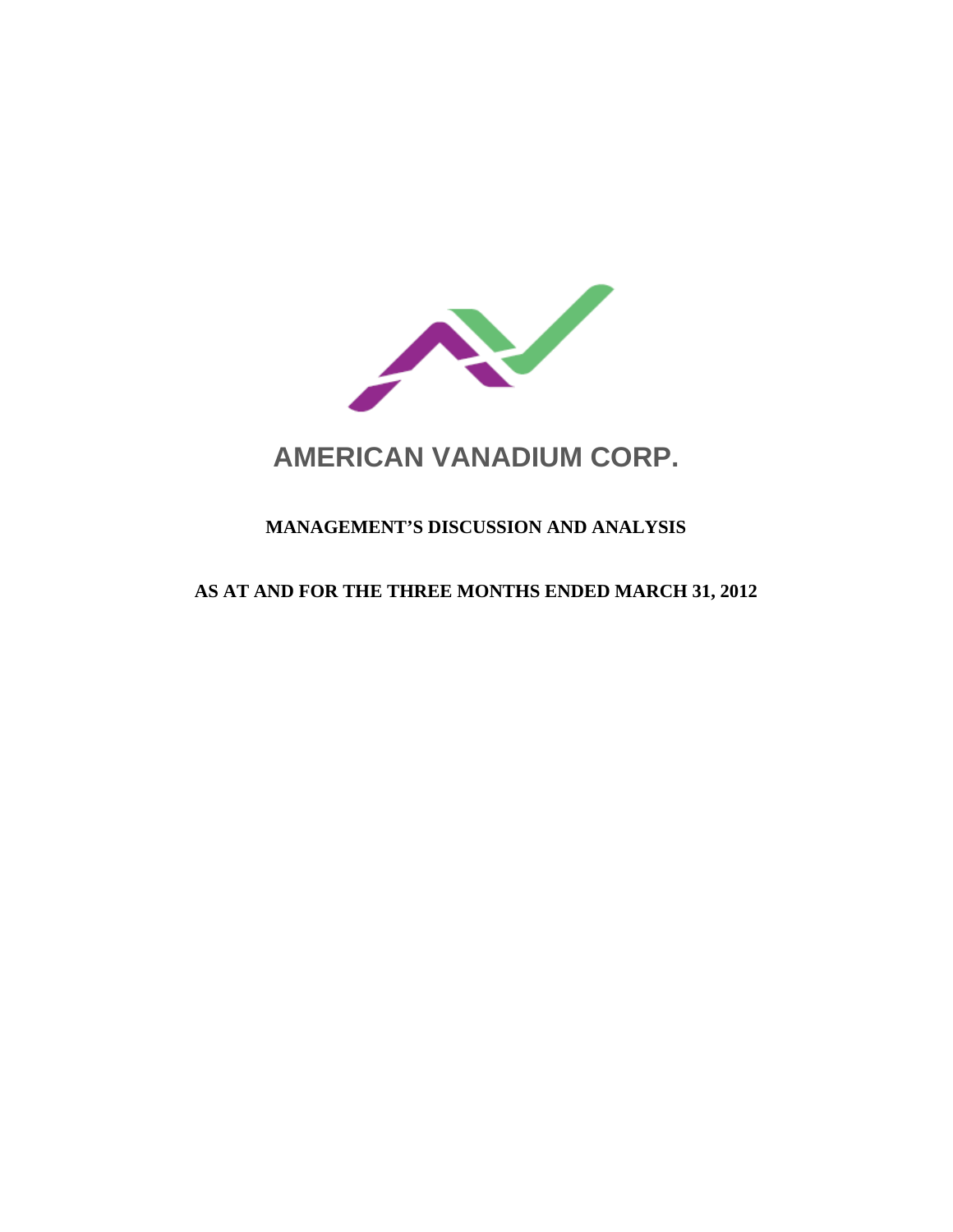# AMERICAN VANADIUM CORP.

**MANAGEMENT'S DISCUSSION AND ANALYSIS**

**AS AT AND FOR THE THREE MONTHS ENDED MARCH 31, 2012**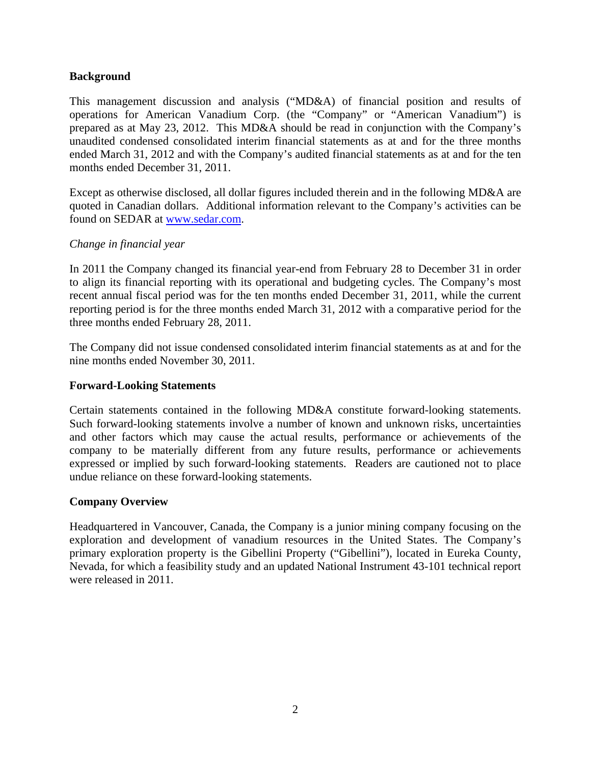## Background

This management discussion and analysis ("MD&A) of financial position and results of operations for American Vanadium Corp. (the "Company" or "American Vanadium") is prepared as at May 23, 2012. This MD&A should be read in conjunction with the Company's unaudited condensed consolidated interim financial statements as at and for the three months ended March 31, 2012 and with the Company's audited financial statements as at and for the ten months ended December 31, 2011.

Except as otherwise disclosed, all dollar figures included therein and in the following MD&A are quoted in Canadian dollars. Additional information relevant to the Company's activities can be found on SEDAR at www.sedar.com.

*Change in financial year*

In 2011 the Company changed its financial year-end from February 28 to December 31 in order to align its financial reporting with its operational and budgeting cycles. The Company's most recent annual fiscal period was for the ten months ended December 31, 2011, while the current reporting period is for the three months ended March 31, 2012 with a comparative period for the three months ended February 28, 2011.

The Company did not issue condensed consolidated interim financial statements as at and for the nine months ended November 30, 2011.

## Forward-Looking Statements

Certain statements contained in the following MD&A constitute forward-looking statements. Such forward-looking statements involve a number of known and unknown risks, uncertainties and other factors which may cause the actual results, performance or achievements of the company to be materially different from any future results, performance or achievements expressed or implied by such forward-looking statements. Readers are cautioned not to place undue reliance on these forward-looking statements.

## Company Overview

Headquartered in Vancouver, Canada, the Company is a junior mining company focusing on the exploration and development of vanadium resources in the United States. The Company's primary exploration property is the Gibellini Property ("Gibellini"), located in Eureka County, Nevada, for which a feasibility study and an updated National Instrument 43-101 technical report were released in 2011.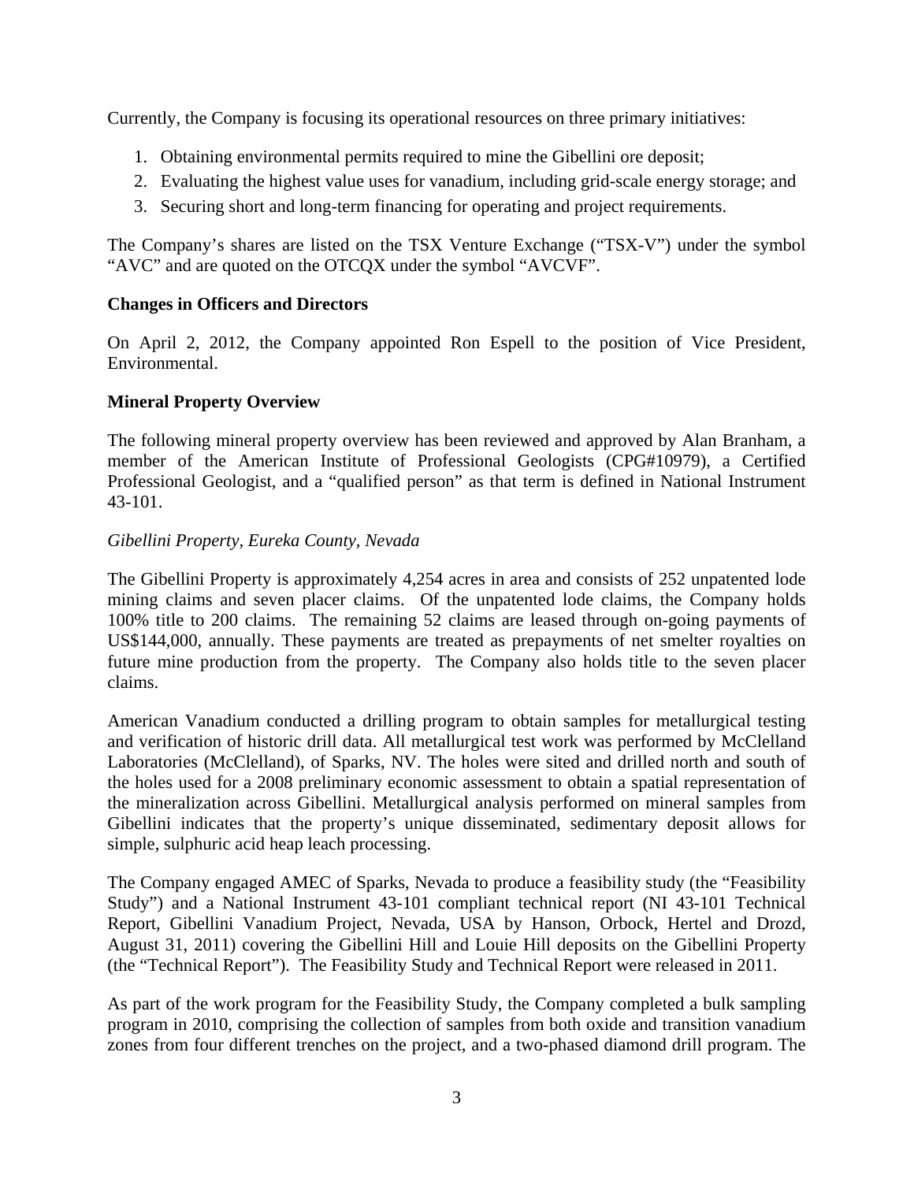Currently, the Company is focusing its operational resources on three primary initiatives:

1. Obtaining environmental permits required to mine the Gibellini ore deposit;
2. Evaluating the highest value uses for vanadium, including grid-scale energy storage; and
3. Securing short and long-term financing for operating and project requirements.

The Company's shares are listed on the TSX Venture Exchange ("TSX-V") under the symbol "AVC" and are quoted on the OTCQX under the symbol "AVCVF".

**Changes in Officers and Directors**

On April 2, 2012, the Company appointed Ron Espell to the position of Vice President, Environmental.

**Mineral Property Overview**

The following mineral property overview has been reviewed and approved by Alan Branham, a member of the American Institute of Professional Geologists (CPG#10979), a Certified Professional Geologist, and a "qualified person" as that term is defined in National Instrument 43-101.

*Gibellini Property, Eureka County, Nevada*

The Gibellini Property is approximately 4,254 acres in area and consists of 252 unpatented lode mining claims and seven placer claims. Of the unpatented lode claims, the Company holds 100% title to 200 claims. The remaining 52 claims are leased through on-going payments of US$144,000, annually. These payments are treated as prepayments of net smelter royalties on future mine production from the property. The Company also holds title to the seven placer claims.

American Vanadium conducted a drilling program to obtain samples for metallurgical testing and verification of historic drill data. All metallurgical test work was performed by McClelland Laboratories (McClelland), of Sparks, NV. The holes were sited and drilled north and south of the holes used for a 2008 preliminary economic assessment to obtain a spatial representation of the mineralization across Gibellini. Metallurgical analysis performed on mineral samples from Gibellini indicates that the property's unique disseminated, sedimentary deposit allows for simple, sulphuric acid heap leach processing.

The Company engaged AMEC of Sparks, Nevada to produce a feasibility study (the "Feasibility Study") and a National Instrument 43-101 compliant technical report (NI 43-101 Technical Report, Gibellini Vanadium Project, Nevada, USA by Hanson, Orbock, Hertel and Drozd, August 31, 2011) covering the Gibellini Hill and Louie Hill deposits on the Gibellini Property (the "Technical Report"). The Feasibility Study and Technical Report were released in 2011.

As part of the work program for the Feasibility Study, the Company completed a bulk sampling program in 2010, comprising the collection of samples from both oxide and transition vanadium zones from four different trenches on the project, and a two-phased diamond drill program. The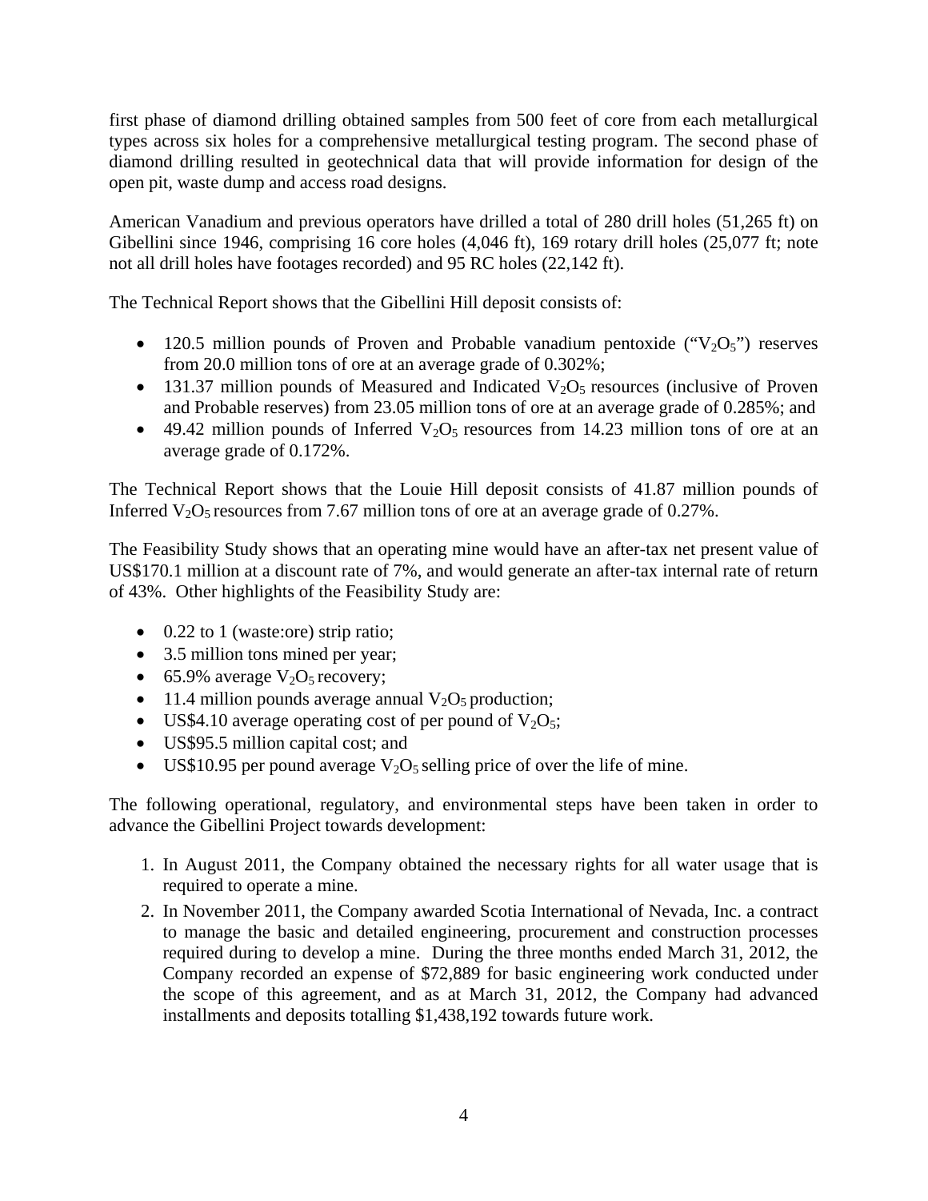first phase of diamond drilling obtained samples from 500 feet of core from each metallurgical types across six holes for a comprehensive metallurgical testing program. The second phase of diamond drilling resulted in geotechnical data that will provide information for design of the open pit, waste dump and access road designs.

American Vanadium and previous operators have drilled a total of 280 drill holes (51,265 ft) on Gibellini since 1946, comprising 16 core holes (4,046 ft), 169 rotary drill holes (25,077 ft; note not all drill holes have footages recorded) and 95 RC holes (22,142 ft).

The Technical Report shows that the Gibellini Hill deposit consists of:

- 120.5 million pounds of Proven and Probable vanadium pentoxide ("$V_2O_5$") reserves from 20.0 million tons of ore at an average grade of 0.302%;
- 131.37 million pounds of Measured and Indicated $V_2O_5$ resources (inclusive of Proven and Probable reserves) from 23.05 million tons of ore at an average grade of 0.285%; and
- 49.42 million pounds of Inferred $V_2O_5$ resources from 14.23 million tons of ore at an average grade of 0.172%.

The Technical Report shows that the Louie Hill deposit consists of 41.87 million pounds of Inferred $V_2O_5$ resources from 7.67 million tons of ore at an average grade of 0.27%.

The Feasibility Study shows that an operating mine would have an after-tax net present value of US$170.1 million at a discount rate of 7%, and would generate an after-tax internal rate of return of 43%. Other highlights of the Feasibility Study are:

- 0.22 to 1 (waste:ore) strip ratio;
- 3.5 million tons mined per year;
- 65.9% average $V_2O_5$ recovery;
- 11.4 million pounds average annual $V_2O_5$ production;
- US$4.10 average operating cost of per pound of $V_2O_5$;
- US$95.5 million capital cost; and
- US$10.95 per pound average $V_2O_5$ selling price of over the life of mine.

The following operational, regulatory, and environmental steps have been taken in order to advance the Gibellini Project towards development:

1. In August 2011, the Company obtained the necessary rights for all water usage that is required to operate a mine.
2. In November 2011, the Company awarded Scotia International of Nevada, Inc. a contract to manage the basic and detailed engineering, procurement and construction processes required during to develop a mine. During the three months ended March 31, 2012, the Company recorded an expense of $72,889 for basic engineering work conducted under the scope of this agreement, and as at March 31, 2012, the Company had advanced installments and deposits totalling $1,438,192 towards future work.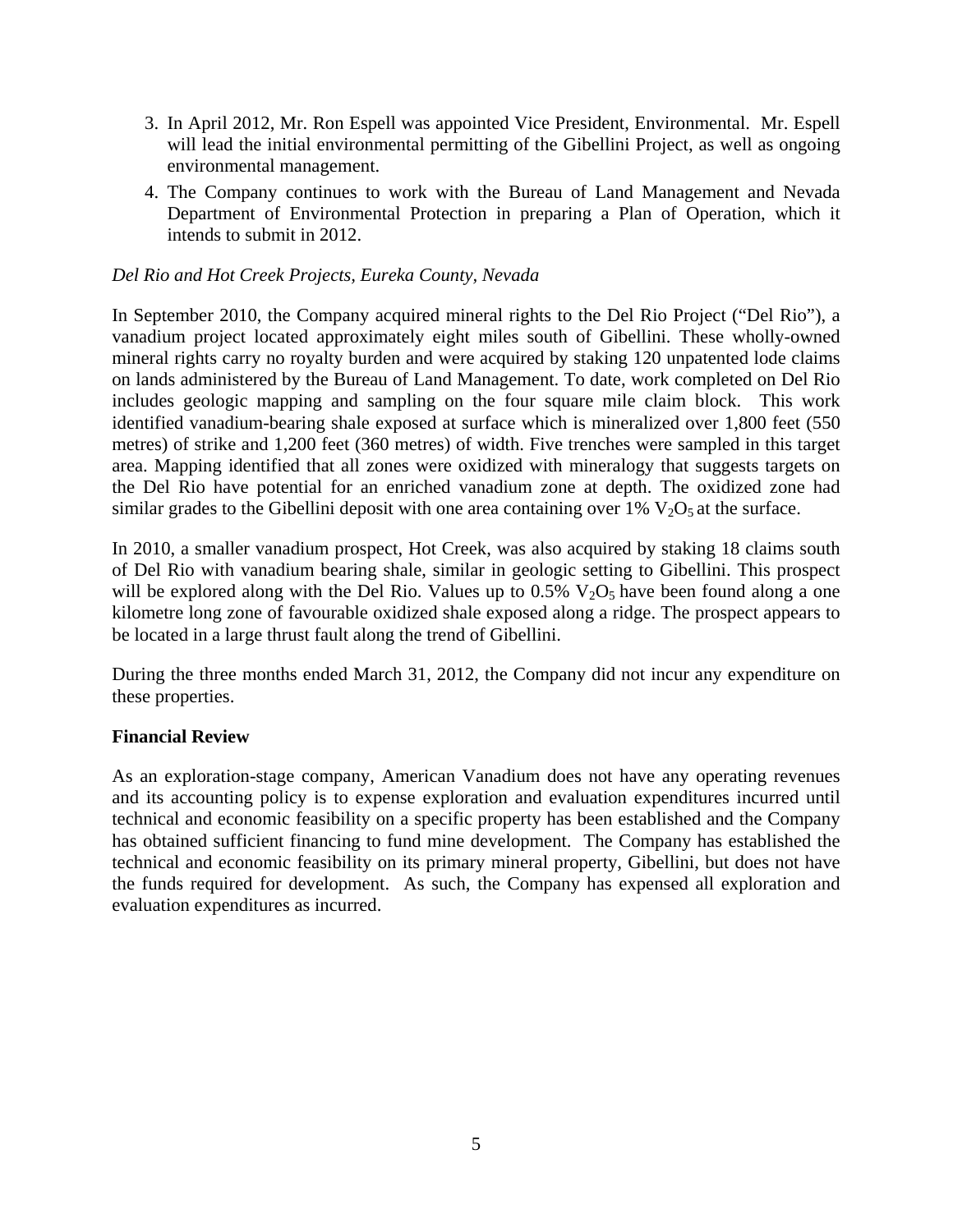3. In April 2012, Mr. Ron Espell was appointed Vice President, Environmental. Mr. Espell will lead the initial environmental permitting of the Gibellini Project, as well as ongoing environmental management.
4. The Company continues to work with the Bureau of Land Management and Nevada Department of Environmental Protection in preparing a Plan of Operation, which it intends to submit in 2012.

*Del Rio and Hot Creek Projects, Eureka County, Nevada*

In September 2010, the Company acquired mineral rights to the Del Rio Project ("Del Rio"), a vanadium project located approximately eight miles south of Gibellini. These wholly-owned mineral rights carry no royalty burden and were acquired by staking 120 unpatented lode claims on lands administered by the Bureau of Land Management. To date, work completed on Del Rio includes geologic mapping and sampling on the four square mile claim block. This work identified vanadium-bearing shale exposed at surface which is mineralized over 1,800 feet (550 metres) of strike and 1,200 feet (360 metres) of width. Five trenches were sampled in this target area. Mapping identified that all zones were oxidized with mineralogy that suggests targets on the Del Rio have potential for an enriched vanadium zone at depth. The oxidized zone had similar grades to the Gibellini deposit with one area containing over 1% $V_2O_5$ at the surface.

In 2010, a smaller vanadium prospect, Hot Creek, was also acquired by staking 18 claims south of Del Rio with vanadium bearing shale, similar in geologic setting to Gibellini. This prospect will be explored along with the Del Rio. Values up to 0.5% $V_2O_5$ have been found along a one kilometre long zone of favourable oxidized shale exposed along a ridge. The prospect appears to be located in a large thrust fault along the trend of Gibellini.

During the three months ended March 31, 2012, the Company did not incur any expenditure on these properties.

**Financial Review**

As an exploration-stage company, American Vanadium does not have any operating revenues and its accounting policy is to expense exploration and evaluation expenditures incurred until technical and economic feasibility on a specific property has been established and the Company has obtained sufficient financing to fund mine development. The Company has established the technical and economic feasibility on its primary mineral property, Gibellini, but does not have the funds required for development. As such, the Company has expensed all exploration and evaluation expenditures as incurred.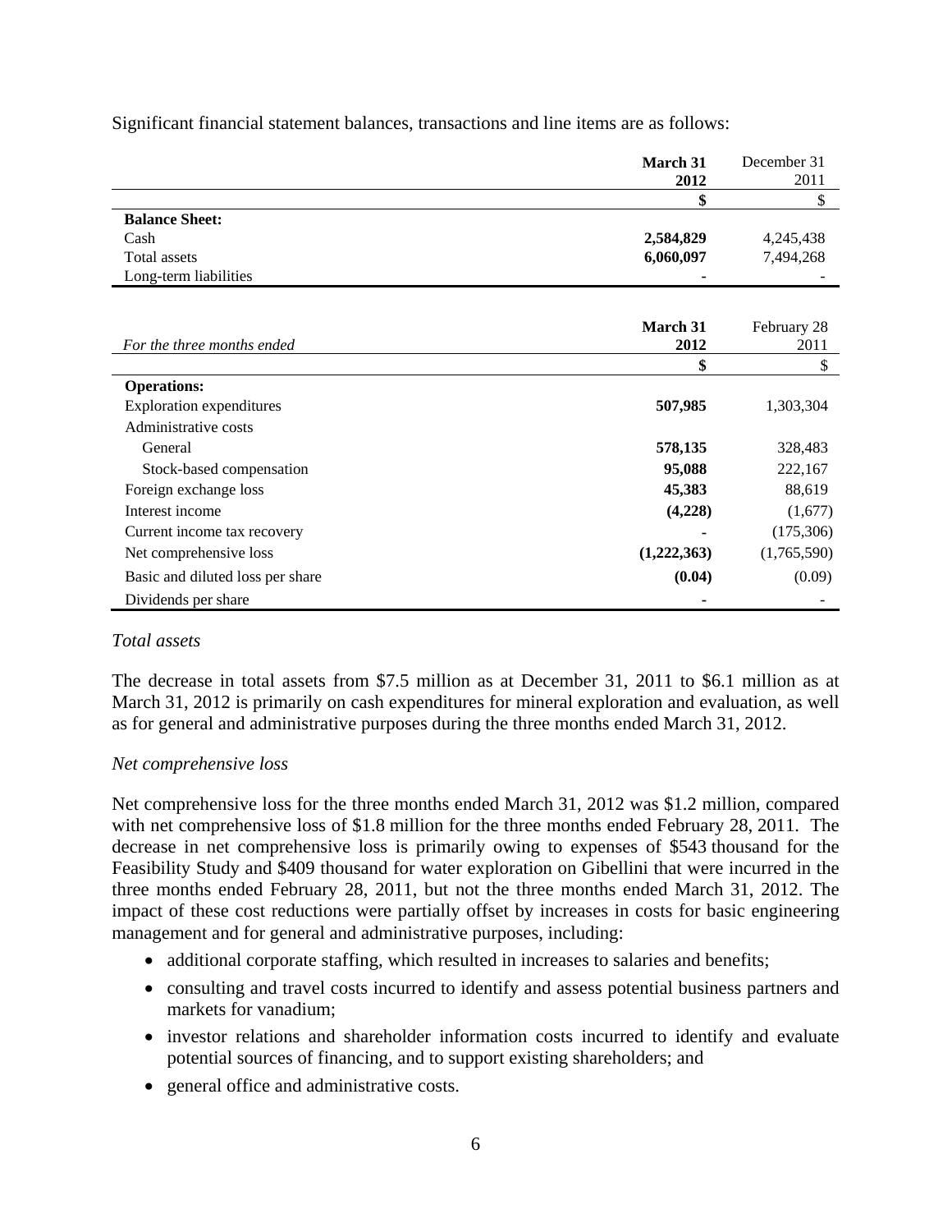Significant financial statement balances, transactions and line items are as follows:

| | **March 31 2012** | December 31 2011 |
|---|---|---|
| | **$** | $ |
| **Balance Sheet:** | | |
| Cash | **2,584,829** | 4,245,438 |
| Total assets | **6,060,097** | 7,494,268 |
| Long-term liabilities | **-** | - |

| *For the three months ended* | **March 31 2012** | February 28 2011 |
|---|---|---|
| | **$** | $ |
| **Operations:** | | |
| Exploration expenditures | **507,985** | 1,303,304 |
| Administrative costs | | |
| General | **578,135** | 328,483 |
| Stock-based compensation | **95,088** | 222,167 |
| Foreign exchange loss | **45,383** | 88,619 |
| Interest income | **(4,228)** | (1,677) |
| Current income tax recovery | **-** | (175,306) |
| Net comprehensive loss | **(1,222,363)** | (1,765,590) |
| Basic and diluted loss per share | **(0.04)** | (0.09) |
| Dividends per share | **-** | - |

*Total assets*

The decrease in total assets from $7.5 million as at December 31, 2011 to $6.1 million as at March 31, 2012 is primarily on cash expenditures for mineral exploration and evaluation, as well as for general and administrative purposes during the three months ended March 31, 2012.

*Net comprehensive loss*

Net comprehensive loss for the three months ended March 31, 2012 was $1.2 million, compared with net comprehensive loss of $1.8 million for the three months ended February 28, 2011. The decrease in net comprehensive loss is primarily owing to expenses of $543 thousand for the Feasibility Study and $409 thousand for water exploration on Gibellini that were incurred in the three months ended February 28, 2011, but not the three months ended March 31, 2012. The impact of these cost reductions were partially offset by increases in costs for basic engineering management and for general and administrative purposes, including:

- additional corporate staffing, which resulted in increases to salaries and benefits;
- consulting and travel costs incurred to identify and assess potential business partners and markets for vanadium;
- investor relations and shareholder information costs incurred to identify and evaluate potential sources of financing, and to support existing shareholders; and
- general office and administrative costs.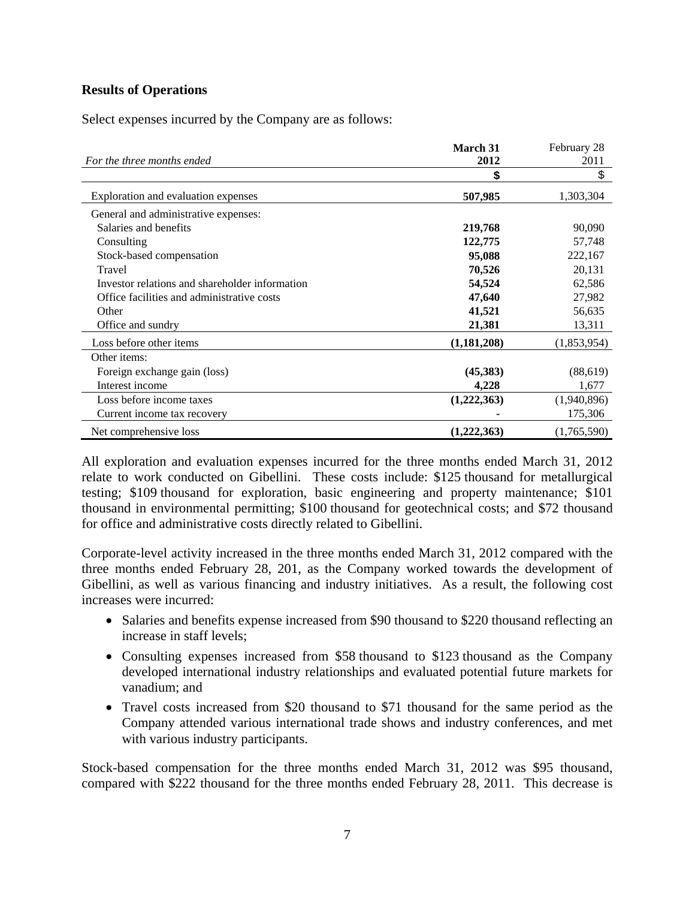## Results of Operations

Select expenses incurred by the Company are as follows:

| *For the three months ended* | **March 31 2012** | February 28 2011 |
|---|---|---|
| | **$** | $ |
| Exploration and evaluation expenses | **507,985** | 1,303,304 |
| General and administrative expenses: | | |
| Salaries and benefits | **219,768** | 90,090 |
| Consulting | **122,775** | 57,748 |
| Stock-based compensation | **95,088** | 222,167 |
| Travel | **70,526** | 20,131 |
| Investor relations and shareholder information | **54,524** | 62,586 |
| Office facilities and administrative costs | **47,640** | 27,982 |
| Other | **41,521** | 56,635 |
| Office and sundry | **21,381** | 13,311 |
| Loss before other items | **(1,181,208)** | (1,853,954) |
| Other items: | | |
| Foreign exchange gain (loss) | **(45,383)** | (88,619) |
| Interest income | **4,228** | 1,677 |
| Loss before income taxes | **(1,222,363)** | (1,940,896) |
| Current income tax recovery | **-** | 175,306 |
| Net comprehensive loss | **(1,222,363)** | (1,765,590) |

All exploration and evaluation expenses incurred for the three months ended March 31, 2012 relate to work conducted on Gibellini. These costs include: $125 thousand for metallurgical testing; $109 thousand for exploration, basic engineering and property maintenance; $101 thousand in environmental permitting; $100 thousand for geotechnical costs; and $72 thousand for office and administrative costs directly related to Gibellini.

Corporate-level activity increased in the three months ended March 31, 2012 compared with the three months ended February 28, 201, as the Company worked towards the development of Gibellini, as well as various financing and industry initiatives. As a result, the following cost increases were incurred:

- Salaries and benefits expense increased from $90 thousand to $220 thousand reflecting an increase in staff levels;
- Consulting expenses increased from $58 thousand to $123 thousand as the Company developed international industry relationships and evaluated potential future markets for vanadium; and
- Travel costs increased from $20 thousand to $71 thousand for the same period as the Company attended various international trade shows and industry conferences, and met with various industry participants.

Stock-based compensation for the three months ended March 31, 2012 was $95 thousand, compared with $222 thousand for the three months ended February 28, 2011. This decrease is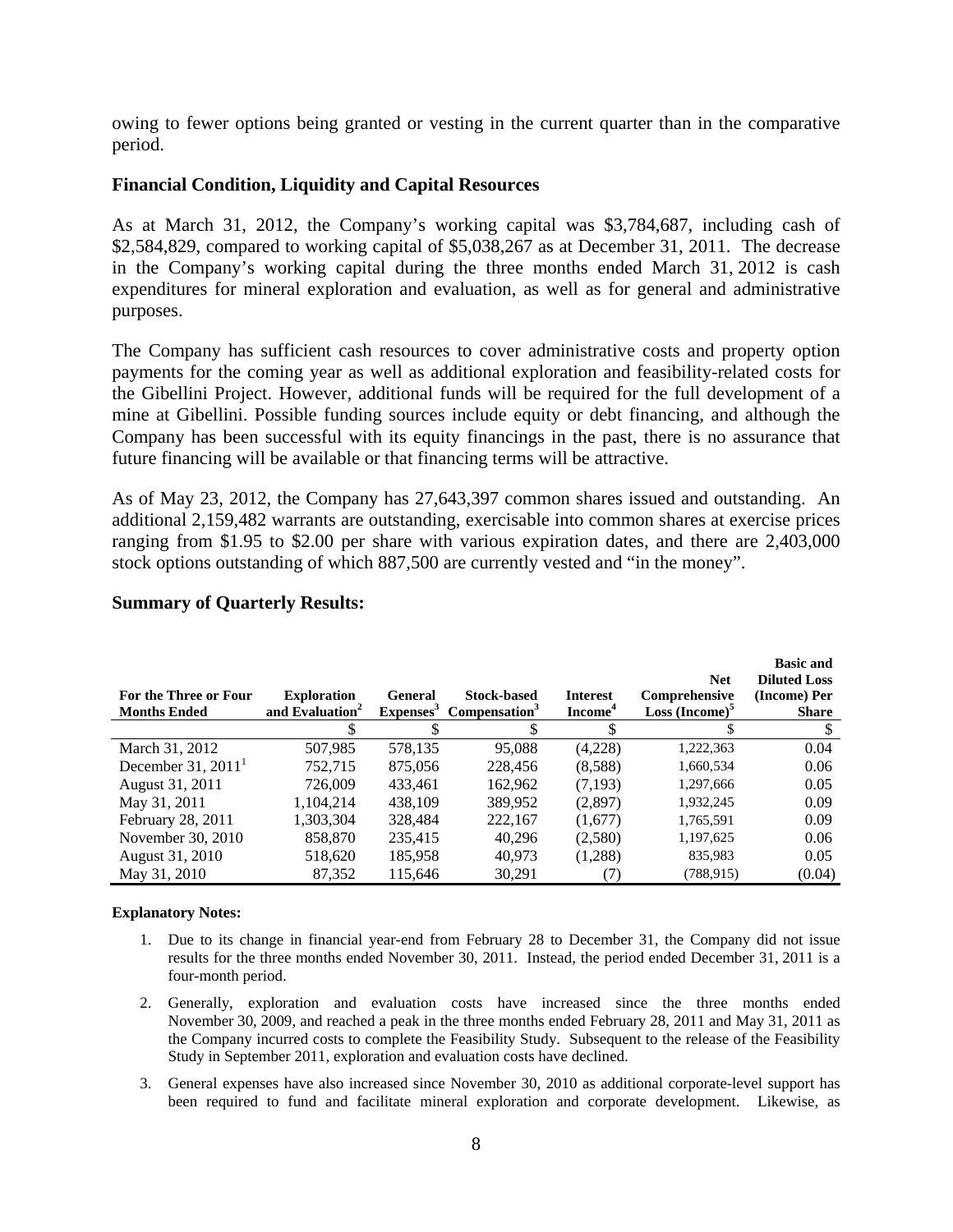owing to fewer options being granted or vesting in the current quarter than in the comparative period.

### Financial Condition, Liquidity and Capital Resources

As at March 31, 2012, the Company's working capital was $3,784,687, including cash of $2,584,829, compared to working capital of $5,038,267 as at December 31, 2011. The decrease in the Company's working capital during the three months ended March 31, 2012 is cash expenditures for mineral exploration and evaluation, as well as for general and administrative purposes.

The Company has sufficient cash resources to cover administrative costs and property option payments for the coming year as well as additional exploration and feasibility-related costs for the Gibellini Project. However, additional funds will be required for the full development of a mine at Gibellini. Possible funding sources include equity or debt financing, and although the Company has been successful with its equity financings in the past, there is no assurance that future financing will be available or that financing terms will be attractive.

As of May 23, 2012, the Company has 27,643,397 common shares issued and outstanding. An additional 2,159,482 warrants are outstanding, exercisable into common shares at exercise prices ranging from $1.95 to $2.00 per share with various expiration dates, and there are 2,403,000 stock options outstanding of which 887,500 are currently vested and "in the money".

### Summary of Quarterly Results:

| For the Three or Four Months Ended | Exploration and Evaluation[2] | General Expenses[3] | Stock-based Compensation[3] | Interest Income[4] | Net Comprehensive Loss (Income)[5] | Basic and Diluted Loss (Income) Per Share |
|---|---|---|---|---|---|---|
| | $ | $ | $ | $ | $ | $ |
| March 31, 2012 | 507,985 | 578,135 | 95,088 | (4,228) | 1,222,363 | 0.04 |
| December 31, 2011[1] | 752,715 | 875,056 | 228,456 | (8,588) | 1,660,534 | 0.06 |
| August 31, 2011 | 726,009 | 433,461 | 162,962 | (7,193) | 1,297,666 | 0.05 |
| May 31, 2011 | 1,104,214 | 438,109 | 389,952 | (2,897) | 1,932,245 | 0.09 |
| February 28, 2011 | 1,303,304 | 328,484 | 222,167 | (1,677) | 1,765,591 | 0.09 |
| November 30, 2010 | 858,870 | 235,415 | 40,296 | (2,580) | 1,197,625 | 0.06 |
| August 31, 2010 | 518,620 | 185,958 | 40,973 | (1,288) | 835,983 | 0.05 |
| May 31, 2010 | 87,352 | 115,646 | 30,291 | (7) | (788,915) | (0.04) |

**Explanatory Notes:**

1. Due to its change in financial year-end from February 28 to December 31, the Company did not issue results for the three months ended November 30, 2011. Instead, the period ended December 31, 2011 is a four-month period.
2. Generally, exploration and evaluation costs have increased since the three months ended November 30, 2009, and reached a peak in the three months ended February 28, 2011 and May 31, 2011 as the Company incurred costs to complete the Feasibility Study. Subsequent to the release of the Feasibility Study in September 2011, exploration and evaluation costs have declined.
3. General expenses have also increased since November 30, 2010 as additional corporate-level support has been required to fund and facilitate mineral exploration and corporate development. Likewise, as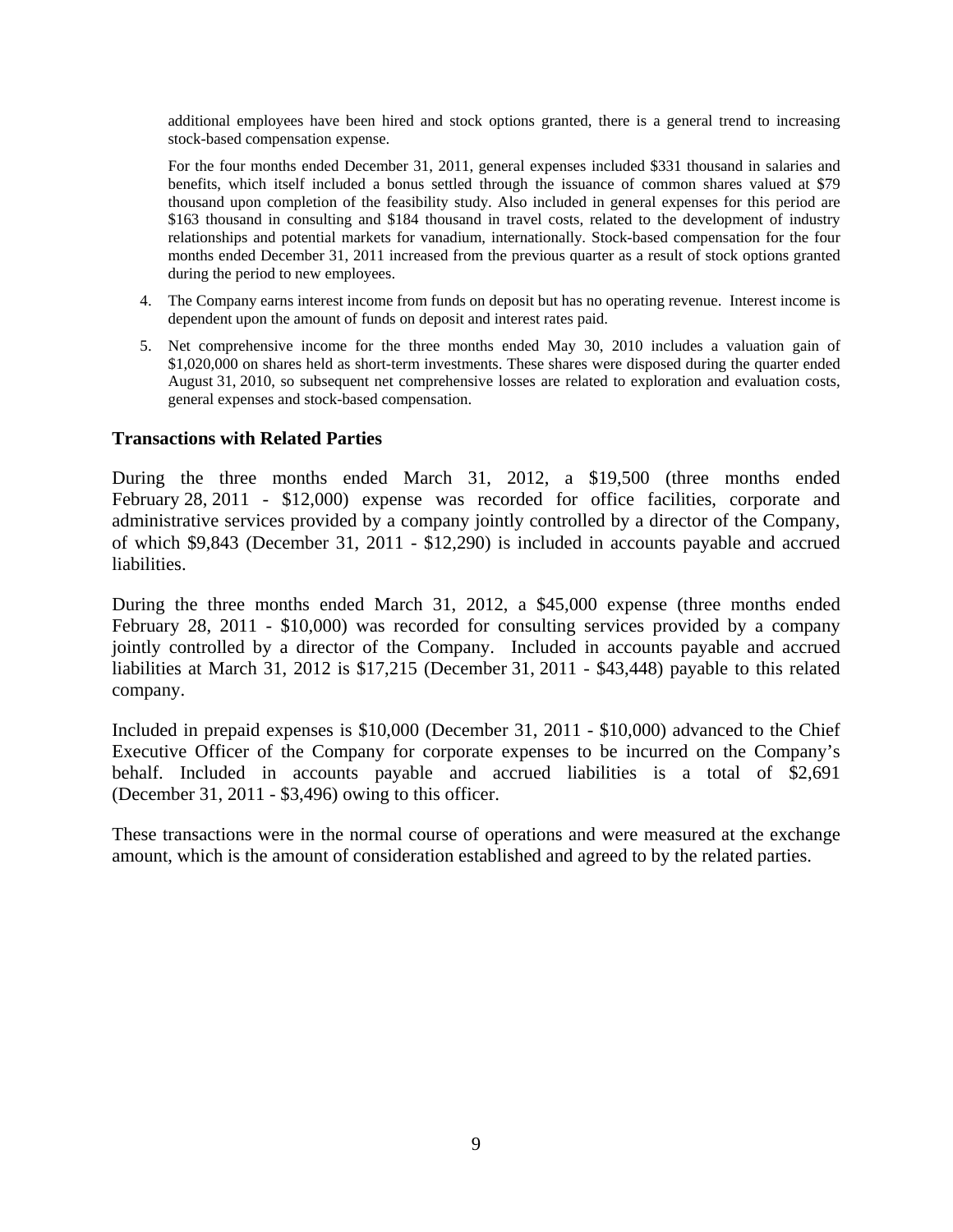additional employees have been hired and stock options granted, there is a general trend to increasing stock-based compensation expense.

For the four months ended December 31, 2011, general expenses included $331 thousand in salaries and benefits, which itself included a bonus settled through the issuance of common shares valued at $79 thousand upon completion of the feasibility study. Also included in general expenses for this period are $163 thousand in consulting and $184 thousand in travel costs, related to the development of industry relationships and potential markets for vanadium, internationally. Stock-based compensation for the four months ended December 31, 2011 increased from the previous quarter as a result of stock options granted during the period to new employees.

4. The Company earns interest income from funds on deposit but has no operating revenue. Interest income is dependent upon the amount of funds on deposit and interest rates paid.

5. Net comprehensive income for the three months ended May 30, 2010 includes a valuation gain of $1,020,000 on shares held as short-term investments. These shares were disposed during the quarter ended August 31, 2010, so subsequent net comprehensive losses are related to exploration and evaluation costs, general expenses and stock-based compensation.

## Transactions with Related Parties

During the three months ended March 31, 2012, a $19,500 (three months ended February 28, 2011 - $12,000) expense was recorded for office facilities, corporate and administrative services provided by a company jointly controlled by a director of the Company, of which $9,843 (December 31, 2011 - $12,290) is included in accounts payable and accrued liabilities.

During the three months ended March 31, 2012, a $45,000 expense (three months ended February 28, 2011 - $10,000) was recorded for consulting services provided by a company jointly controlled by a director of the Company. Included in accounts payable and accrued liabilities at March 31, 2012 is $17,215 (December 31, 2011 - $43,448) payable to this related company.

Included in prepaid expenses is $10,000 (December 31, 2011 - $10,000) advanced to the Chief Executive Officer of the Company for corporate expenses to be incurred on the Company's behalf. Included in accounts payable and accrued liabilities is a total of $2,691 (December 31, 2011 - $3,496) owing to this officer.

These transactions were in the normal course of operations and were measured at the exchange amount, which is the amount of consideration established and agreed to by the related parties.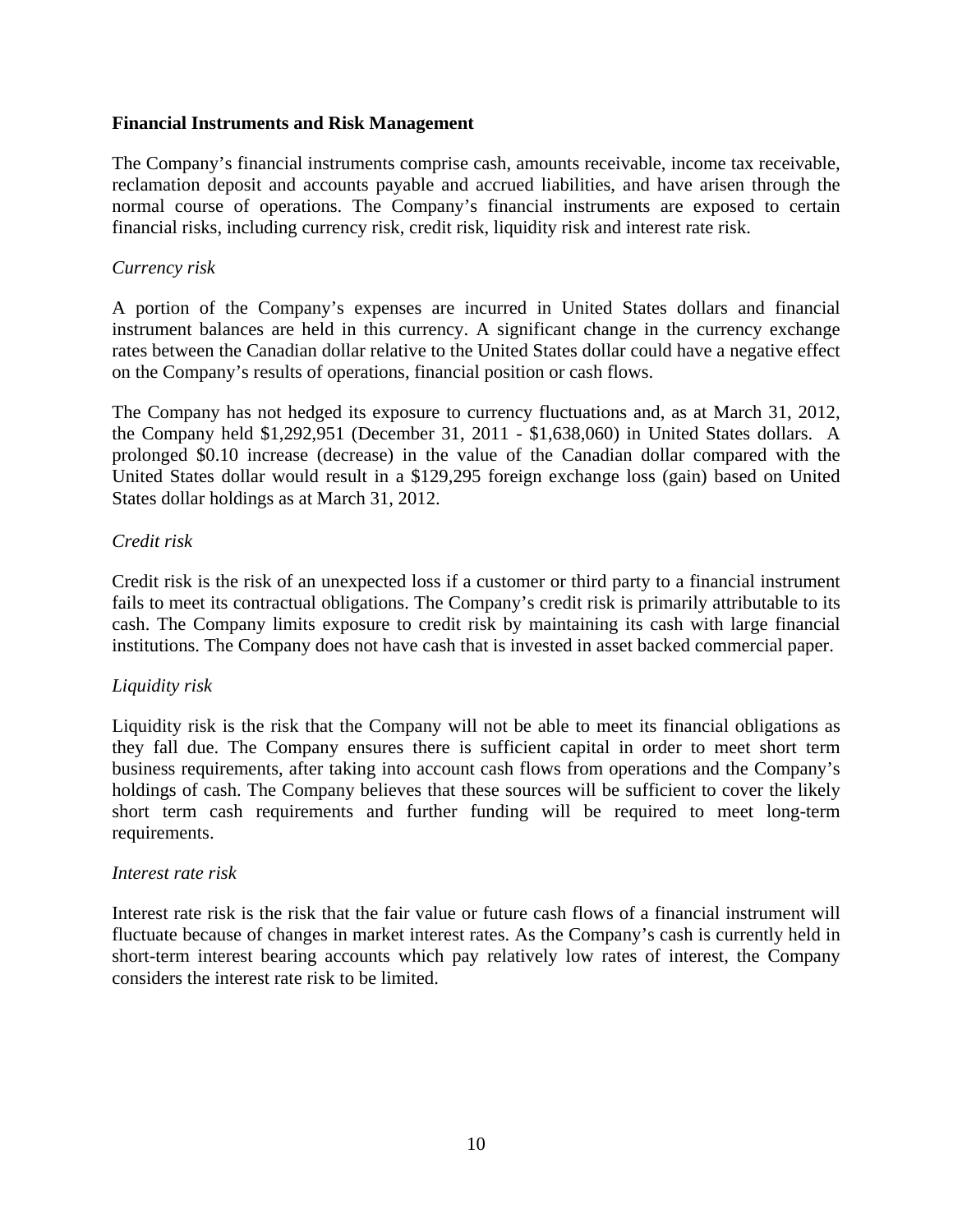**Financial Instruments and Risk Management**

The Company's financial instruments comprise cash, amounts receivable, income tax receivable, reclamation deposit and accounts payable and accrued liabilities, and have arisen through the normal course of operations. The Company's financial instruments are exposed to certain financial risks, including currency risk, credit risk, liquidity risk and interest rate risk.

*Currency risk*

A portion of the Company's expenses are incurred in United States dollars and financial instrument balances are held in this currency. A significant change in the currency exchange rates between the Canadian dollar relative to the United States dollar could have a negative effect on the Company's results of operations, financial position or cash flows.

The Company has not hedged its exposure to currency fluctuations and, as at March 31, 2012, the Company held $1,292,951 (December 31, 2011 - $1,638,060) in United States dollars. A prolonged $0.10 increase (decrease) in the value of the Canadian dollar compared with the United States dollar would result in a $129,295 foreign exchange loss (gain) based on United States dollar holdings as at March 31, 2012.

*Credit risk*

Credit risk is the risk of an unexpected loss if a customer or third party to a financial instrument fails to meet its contractual obligations. The Company's credit risk is primarily attributable to its cash. The Company limits exposure to credit risk by maintaining its cash with large financial institutions. The Company does not have cash that is invested in asset backed commercial paper.

*Liquidity risk*

Liquidity risk is the risk that the Company will not be able to meet its financial obligations as they fall due. The Company ensures there is sufficient capital in order to meet short term business requirements, after taking into account cash flows from operations and the Company's holdings of cash. The Company believes that these sources will be sufficient to cover the likely short term cash requirements and further funding will be required to meet long-term requirements.

*Interest rate risk*

Interest rate risk is the risk that the fair value or future cash flows of a financial instrument will fluctuate because of changes in market interest rates. As the Company's cash is currently held in short-term interest bearing accounts which pay relatively low rates of interest, the Company considers the interest rate risk to be limited.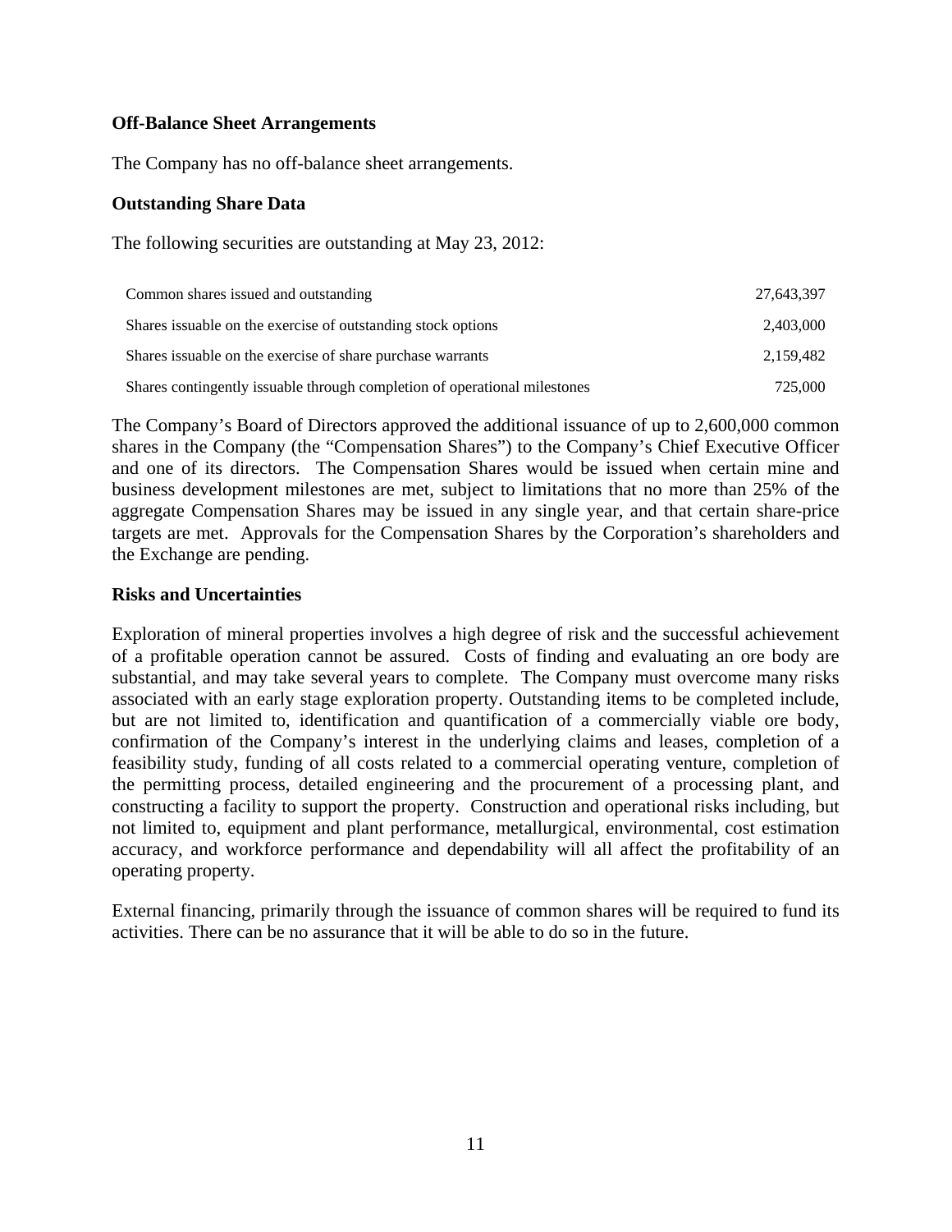### Off-Balance Sheet Arrangements

The Company has no off-balance sheet arrangements.

### Outstanding Share Data

The following securities are outstanding at May 23, 2012:

| | |
|---|---|
| Common shares issued and outstanding | 27,643,397 |
| Shares issuable on the exercise of outstanding stock options | 2,403,000 |
| Shares issuable on the exercise of share purchase warrants | 2,159,482 |
| Shares contingently issuable through completion of operational milestones | 725,000 |

The Company's Board of Directors approved the additional issuance of up to 2,600,000 common shares in the Company (the "Compensation Shares") to the Company's Chief Executive Officer and one of its directors. The Compensation Shares would be issued when certain mine and business development milestones are met, subject to limitations that no more than 25% of the aggregate Compensation Shares may be issued in any single year, and that certain share-price targets are met. Approvals for the Compensation Shares by the Corporation's shareholders and the Exchange are pending.

### Risks and Uncertainties

Exploration of mineral properties involves a high degree of risk and the successful achievement of a profitable operation cannot be assured. Costs of finding and evaluating an ore body are substantial, and may take several years to complete. The Company must overcome many risks associated with an early stage exploration property. Outstanding items to be completed include, but are not limited to, identification and quantification of a commercially viable ore body, confirmation of the Company's interest in the underlying claims and leases, completion of a feasibility study, funding of all costs related to a commercial operating venture, completion of the permitting process, detailed engineering and the procurement of a processing plant, and constructing a facility to support the property. Construction and operational risks including, but not limited to, equipment and plant performance, metallurgical, environmental, cost estimation accuracy, and workforce performance and dependability will all affect the profitability of an operating property.

External financing, primarily through the issuance of common shares will be required to fund its activities. There can be no assurance that it will be able to do so in the future.